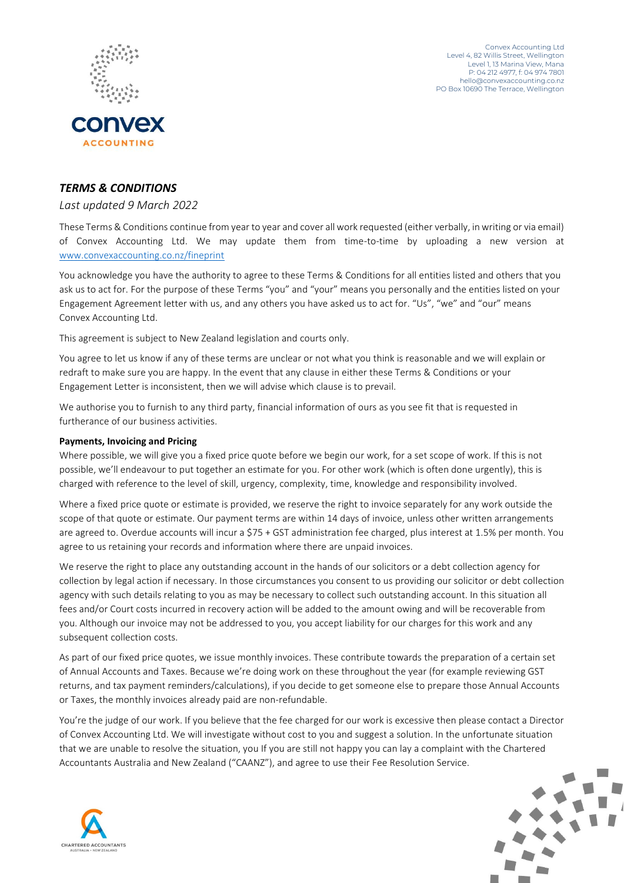Convex Accounting Ltd
Level 4, 82 Willis Street, Wellington
Level 1, 13 Marina View, Mana
P: 04 212 4977, f: 04 974 7801
hello@convexaccounting.co.nz
PO Box 10690 The Terrace, Wellington

## *TERMS & CONDITIONS*

*Last updated 9 March 2022*

These Terms & Conditions continue from year to year and cover all work requested (either verbally, in writing or via email) of Convex Accounting Ltd. We may update them from time-to-time by uploading a new version at [www.convexaccounting.co.nz/fineprint](www.convexaccounting.co.nz/fineprint)

You acknowledge you have the authority to agree to these Terms & Conditions for all entities listed and others that you ask us to act for. For the purpose of these Terms "you" and "your" means you personally and the entities listed on your Engagement Agreement letter with us, and any others you have asked us to act for. "Us", "we" and "our" means Convex Accounting Ltd.

This agreement is subject to New Zealand legislation and courts only.

You agree to let us know if any of these terms are unclear or not what you think is reasonable and we will explain or redraft to make sure you are happy. In the event that any clause in either these Terms & Conditions or your Engagement Letter is inconsistent, then we will advise which clause is to prevail.

We authorise you to furnish to any third party, financial information of ours as you see fit that is requested in furtherance of our business activities.

**Payments, Invoicing and Pricing**

Where possible, we will give you a fixed price quote before we begin our work, for a set scope of work. If this is not possible, we'll endeavour to put together an estimate for you. For other work (which is often done urgently), this is charged with reference to the level of skill, urgency, complexity, time, knowledge and responsibility involved.

Where a fixed price quote or estimate is provided, we reserve the right to invoice separately for any work outside the scope of that quote or estimate. Our payment terms are within 14 days of invoice, unless other written arrangements are agreed to. Overdue accounts will incur a $75 + GST administration fee charged, plus interest at 1.5% per month. You agree to us retaining your records and information where there are unpaid invoices.

We reserve the right to place any outstanding account in the hands of our solicitors or a debt collection agency for collection by legal action if necessary. In those circumstances you consent to us providing our solicitor or debt collection agency with such details relating to you as may be necessary to collect such outstanding account. In this situation all fees and/or Court costs incurred in recovery action will be added to the amount owing and will be recoverable from you. Although our invoice may not be addressed to you, you accept liability for our charges for this work and any subsequent collection costs.

As part of our fixed price quotes, we issue monthly invoices. These contribute towards the preparation of a certain set of Annual Accounts and Taxes. Because we're doing work on these throughout the year (for example reviewing GST returns, and tax payment reminders/calculations), if you decide to get someone else to prepare those Annual Accounts or Taxes, the monthly invoices already paid are non-refundable.

You're the judge of our work. If you believe that the fee charged for our work is excessive then please contact a Director of Convex Accounting Ltd. We will investigate without cost to you and suggest a solution. In the unfortunate situation that we are unable to resolve the situation, you If you are still not happy you can lay a complaint with the Chartered Accountants Australia and New Zealand ("CAANZ"), and agree to use their Fee Resolution Service.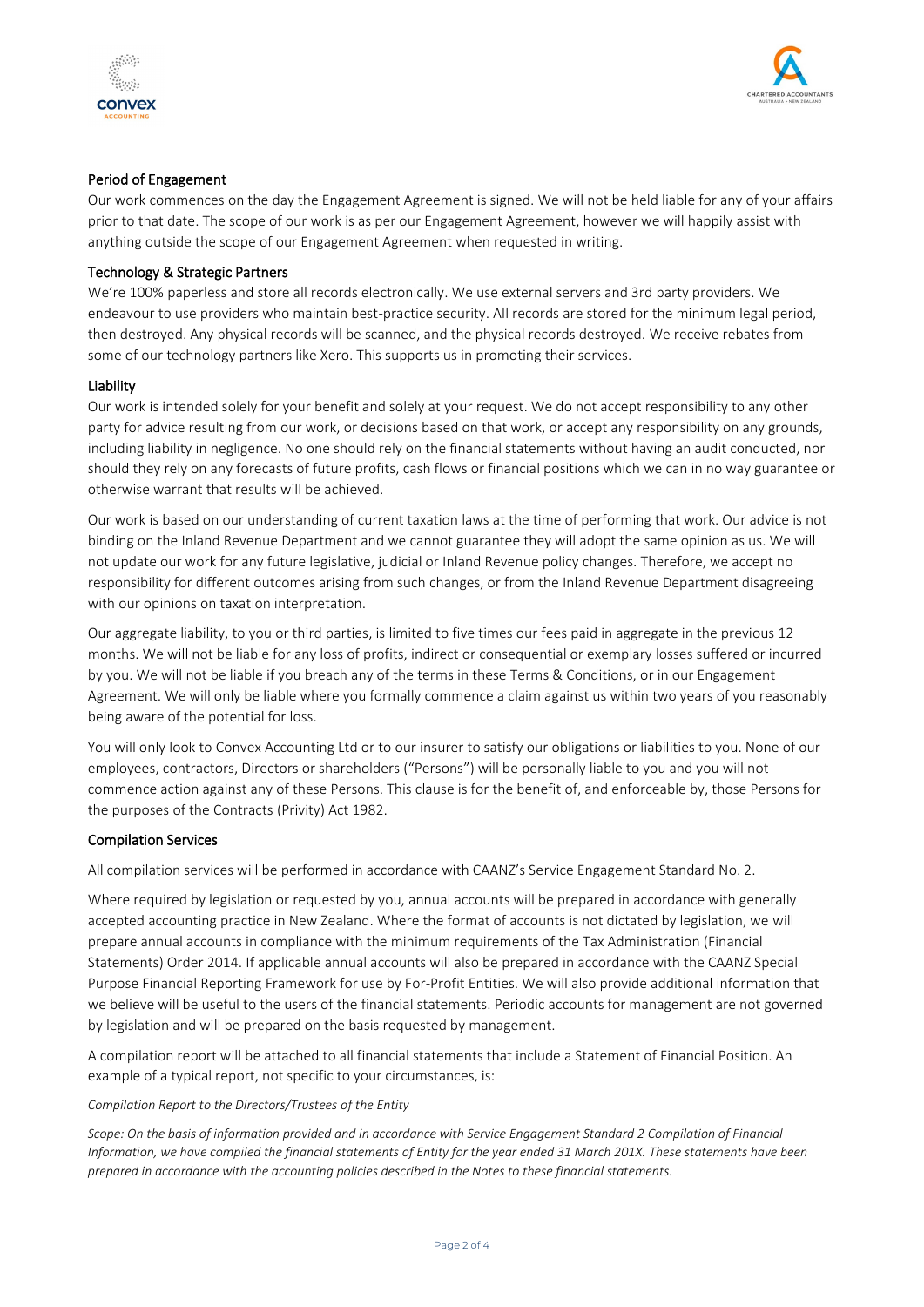### Period of Engagement

Our work commences on the day the Engagement Agreement is signed. We will not be held liable for any of your affairs prior to that date. The scope of our work is as per our Engagement Agreement, however we will happily assist with anything outside the scope of our Engagement Agreement when requested in writing.

### Technology & Strategic Partners

We're 100% paperless and store all records electronically. We use external servers and 3rd party providers. We endeavour to use providers who maintain best-practice security. All records are stored for the minimum legal period, then destroyed. Any physical records will be scanned, and the physical records destroyed. We receive rebates from some of our technology partners like Xero. This supports us in promoting their services.

### Liability

Our work is intended solely for your benefit and solely at your request. We do not accept responsibility to any other party for advice resulting from our work, or decisions based on that work, or accept any responsibility on any grounds, including liability in negligence. No one should rely on the financial statements without having an audit conducted, nor should they rely on any forecasts of future profits, cash flows or financial positions which we can in no way guarantee or otherwise warrant that results will be achieved.

Our work is based on our understanding of current taxation laws at the time of performing that work. Our advice is not binding on the Inland Revenue Department and we cannot guarantee they will adopt the same opinion as us. We will not update our work for any future legislative, judicial or Inland Revenue policy changes. Therefore, we accept no responsibility for different outcomes arising from such changes, or from the Inland Revenue Department disagreeing with our opinions on taxation interpretation.

Our aggregate liability, to you or third parties, is limited to five times our fees paid in aggregate in the previous 12 months. We will not be liable for any loss of profits, indirect or consequential or exemplary losses suffered or incurred by you. We will not be liable if you breach any of the terms in these Terms & Conditions, or in our Engagement Agreement. We will only be liable where you formally commence a claim against us within two years of you reasonably being aware of the potential for loss.

You will only look to Convex Accounting Ltd or to our insurer to satisfy our obligations or liabilities to you. None of our employees, contractors, Directors or shareholders ("Persons") will be personally liable to you and you will not commence action against any of these Persons. This clause is for the benefit of, and enforceable by, those Persons for the purposes of the Contracts (Privity) Act 1982.

### Compilation Services

All compilation services will be performed in accordance with CAANZ's Service Engagement Standard No. 2.

Where required by legislation or requested by you, annual accounts will be prepared in accordance with generally accepted accounting practice in New Zealand. Where the format of accounts is not dictated by legislation, we will prepare annual accounts in compliance with the minimum requirements of the Tax Administration (Financial Statements) Order 2014. If applicable annual accounts will also be prepared in accordance with the CAANZ Special Purpose Financial Reporting Framework for use by For-Profit Entities. We will also provide additional information that we believe will be useful to the users of the financial statements. Periodic accounts for management are not governed by legislation and will be prepared on the basis requested by management.

A compilation report will be attached to all financial statements that include a Statement of Financial Position. An example of a typical report, not specific to your circumstances, is:

*Compilation Report to the Directors/Trustees of the Entity*

*Scope: On the basis of information provided and in accordance with Service Engagement Standard 2 Compilation of Financial Information, we have compiled the financial statements of Entity for the year ended 31 March 201X. These statements have been prepared in accordance with the accounting policies described in the Notes to these financial statements.*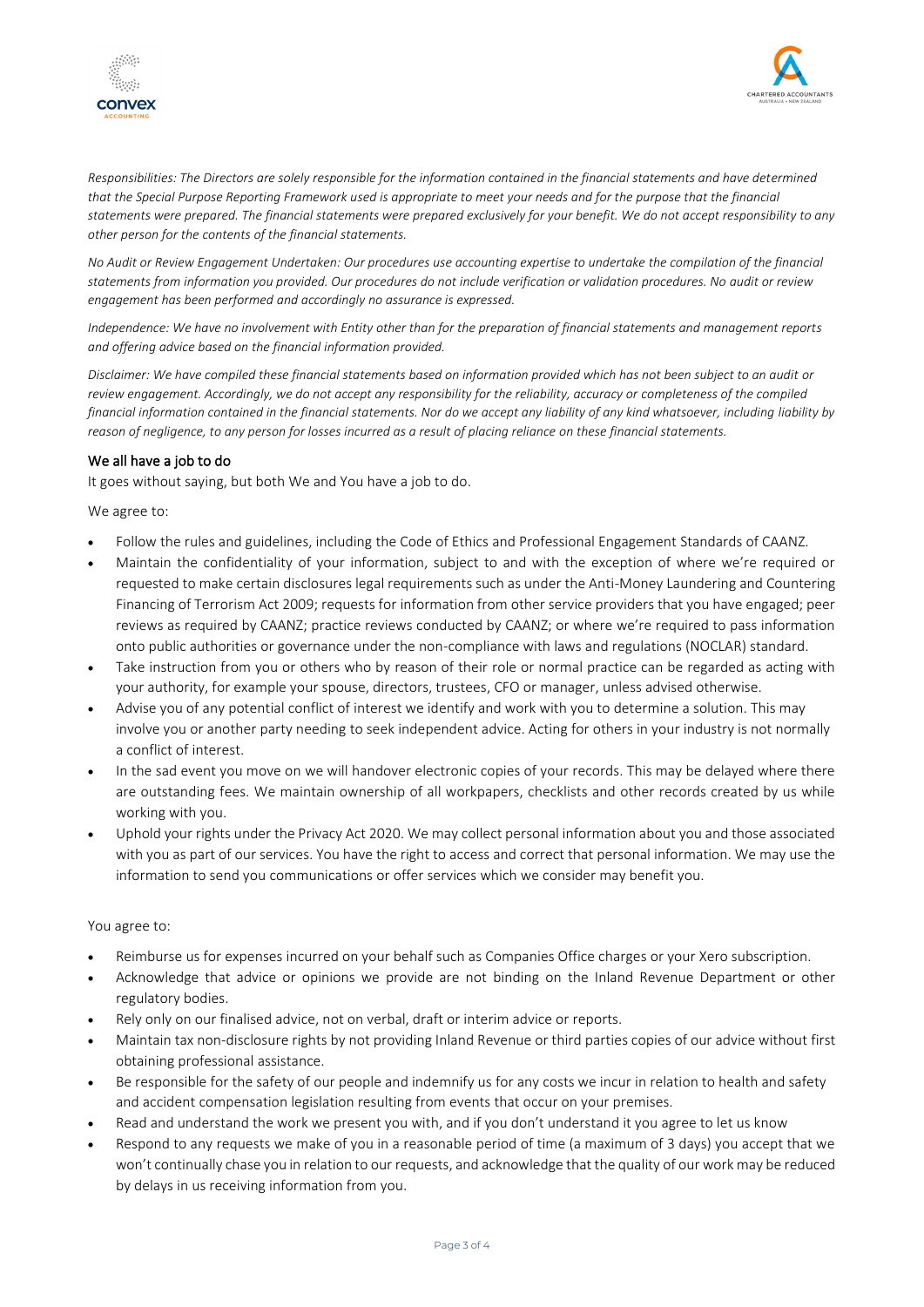*Responsibilities: The Directors are solely responsible for the information contained in the financial statements and have determined that the Special Purpose Reporting Framework used is appropriate to meet your needs and for the purpose that the financial statements were prepared. The financial statements were prepared exclusively for your benefit. We do not accept responsibility to any other person for the contents of the financial statements.*

*No Audit or Review Engagement Undertaken: Our procedures use accounting expertise to undertake the compilation of the financial statements from information you provided. Our procedures do not include verification or validation procedures. No audit or review engagement has been performed and accordingly no assurance is expressed.*

*Independence: We have no involvement with Entity other than for the preparation of financial statements and management reports and offering advice based on the financial information provided.*

*Disclaimer: We have compiled these financial statements based on information provided which has not been subject to an audit or review engagement. Accordingly, we do not accept any responsibility for the reliability, accuracy or completeness of the compiled financial information contained in the financial statements. Nor do we accept any liability of any kind whatsoever, including liability by reason of negligence, to any person for losses incurred as a result of placing reliance on these financial statements.*

## We all have a job to do

It goes without saying, but both We and You have a job to do.

We agree to:

- Follow the rules and guidelines, including the Code of Ethics and Professional Engagement Standards of CAANZ.
- Maintain the confidentiality of your information, subject to and with the exception of where we're required or requested to make certain disclosures legal requirements such as under the Anti-Money Laundering and Countering Financing of Terrorism Act 2009; requests for information from other service providers that you have engaged; peer reviews as required by CAANZ; practice reviews conducted by CAANZ; or where we're required to pass information onto public authorities or governance under the non-compliance with laws and regulations (NOCLAR) standard.
- Take instruction from you or others who by reason of their role or normal practice can be regarded as acting with your authority, for example your spouse, directors, trustees, CFO or manager, unless advised otherwise.
- Advise you of any potential conflict of interest we identify and work with you to determine a solution. This may involve you or another party needing to seek independent advice. Acting for others in your industry is not normally a conflict of interest.
- In the sad event you move on we will handover electronic copies of your records. This may be delayed where there are outstanding fees. We maintain ownership of all workpapers, checklists and other records created by us while working with you.
- Uphold your rights under the Privacy Act 2020. We may collect personal information about you and those associated with you as part of our services. You have the right to access and correct that personal information. We may use the information to send you communications or offer services which we consider may benefit you.

You agree to:

- Reimburse us for expenses incurred on your behalf such as Companies Office charges or your Xero subscription.
- Acknowledge that advice or opinions we provide are not binding on the Inland Revenue Department or other regulatory bodies.
- Rely only on our finalised advice, not on verbal, draft or interim advice or reports.
- Maintain tax non-disclosure rights by not providing Inland Revenue or third parties copies of our advice without first obtaining professional assistance.
- Be responsible for the safety of our people and indemnify us for any costs we incur in relation to health and safety and accident compensation legislation resulting from events that occur on your premises.
- Read and understand the work we present you with, and if you don't understand it you agree to let us know
- Respond to any requests we make of you in a reasonable period of time (a maximum of 3 days) you accept that we won't continually chase you in relation to our requests, and acknowledge that the quality of our work may be reduced by delays in us receiving information from you.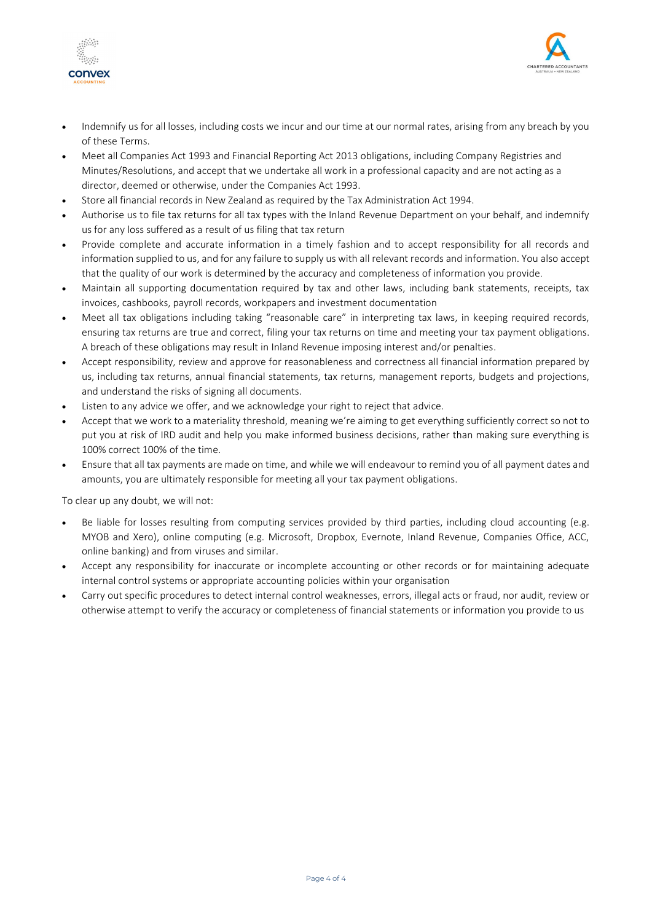- Indemnify us for all losses, including costs we incur and our time at our normal rates, arising from any breach by you of these Terms.
- Meet all Companies Act 1993 and Financial Reporting Act 2013 obligations, including Company Registries and Minutes/Resolutions, and accept that we undertake all work in a professional capacity and are not acting as a director, deemed or otherwise, under the Companies Act 1993.
- Store all financial records in New Zealand as required by the Tax Administration Act 1994.
- Authorise us to file tax returns for all tax types with the Inland Revenue Department on your behalf, and indemnify us for any loss suffered as a result of us filing that tax return
- Provide complete and accurate information in a timely fashion and to accept responsibility for all records and information supplied to us, and for any failure to supply us with all relevant records and information. You also accept that the quality of our work is determined by the accuracy and completeness of information you provide.
- Maintain all supporting documentation required by tax and other laws, including bank statements, receipts, tax invoices, cashbooks, payroll records, workpapers and investment documentation
- Meet all tax obligations including taking "reasonable care" in interpreting tax laws, in keeping required records, ensuring tax returns are true and correct, filing your tax returns on time and meeting your tax payment obligations. A breach of these obligations may result in Inland Revenue imposing interest and/or penalties.
- Accept responsibility, review and approve for reasonableness and correctness all financial information prepared by us, including tax returns, annual financial statements, tax returns, management reports, budgets and projections, and understand the risks of signing all documents.
- Listen to any advice we offer, and we acknowledge your right to reject that advice.
- Accept that we work to a materiality threshold, meaning we're aiming to get everything sufficiently correct so not to put you at risk of IRD audit and help you make informed business decisions, rather than making sure everything is 100% correct 100% of the time.
- Ensure that all tax payments are made on time, and while we will endeavour to remind you of all payment dates and amounts, you are ultimately responsible for meeting all your tax payment obligations.

To clear up any doubt, we will not:

- Be liable for losses resulting from computing services provided by third parties, including cloud accounting (e.g. MYOB and Xero), online computing (e.g. Microsoft, Dropbox, Evernote, Inland Revenue, Companies Office, ACC, online banking) and from viruses and similar.
- Accept any responsibility for inaccurate or incomplete accounting or other records or for maintaining adequate internal control systems or appropriate accounting policies within your organisation
- Carry out specific procedures to detect internal control weaknesses, errors, illegal acts or fraud, nor audit, review or otherwise attempt to verify the accuracy or completeness of financial statements or information you provide to us